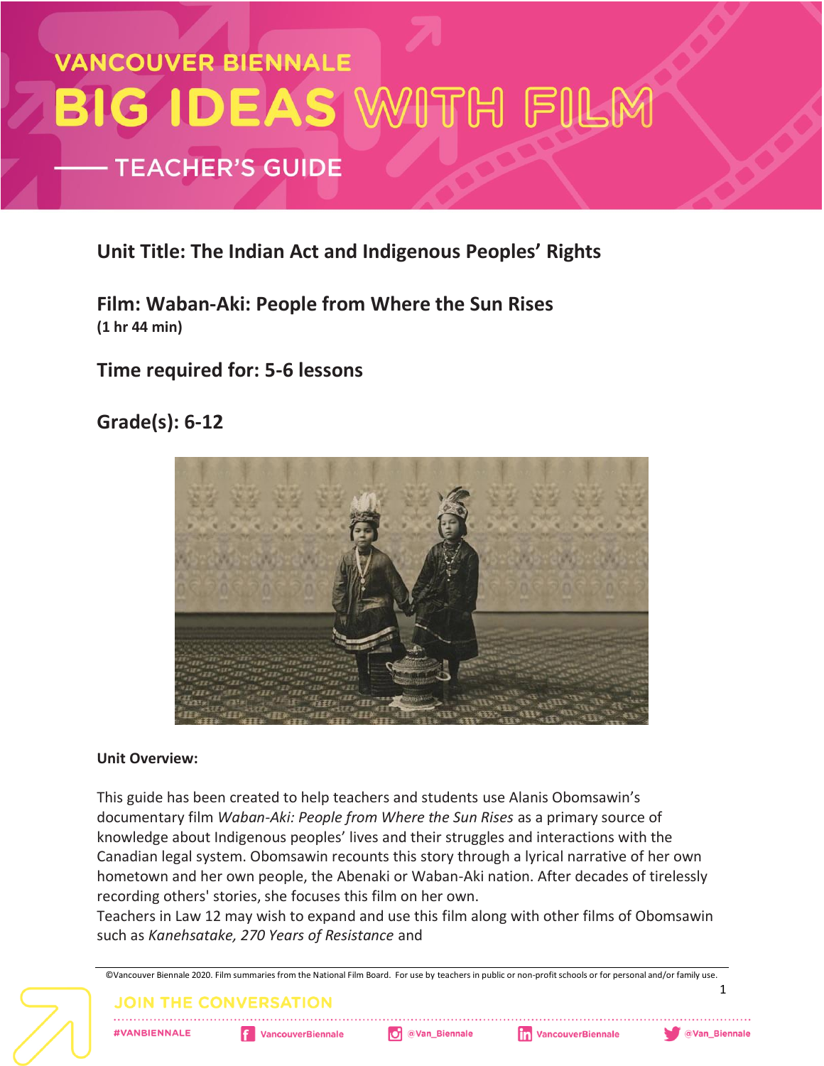# VANCOUVER BIENNALE

# BIG IDEAS WITH FILM

## TEACHER'S GUIDE

### Unit Title: The Indian Act and Indigenous Peoples' Rights

### Film: Waban-Aki: People from Where the Sun Rises
**(1 hr 44 min)**

### Time required for: 5-6 lessons

### Grade(s): 6-12

**Unit Overview:**

This guide has been created to help teachers and students use Alanis Obomsawin's documentary film *Waban-Aki: People from Where the Sun Rises* as a primary source of knowledge about Indigenous peoples' lives and their struggles and interactions with the Canadian legal system. Obomsawin recounts this story through a lyrical narrative of her own hometown and her own people, the Abenaki or Waban-Aki nation. After decades of tirelessly recording others' stories, she focuses this film on her own.

Teachers in Law 12 may wish to expand and use this film along with other films of Obomsawin such as *Kanehsatake, 270 Years of Resistance* and

©Vancouver Biennale 2020. Film summaries from the National Film Board. For use by teachers in public or non-profit schools or for personal and/or family use.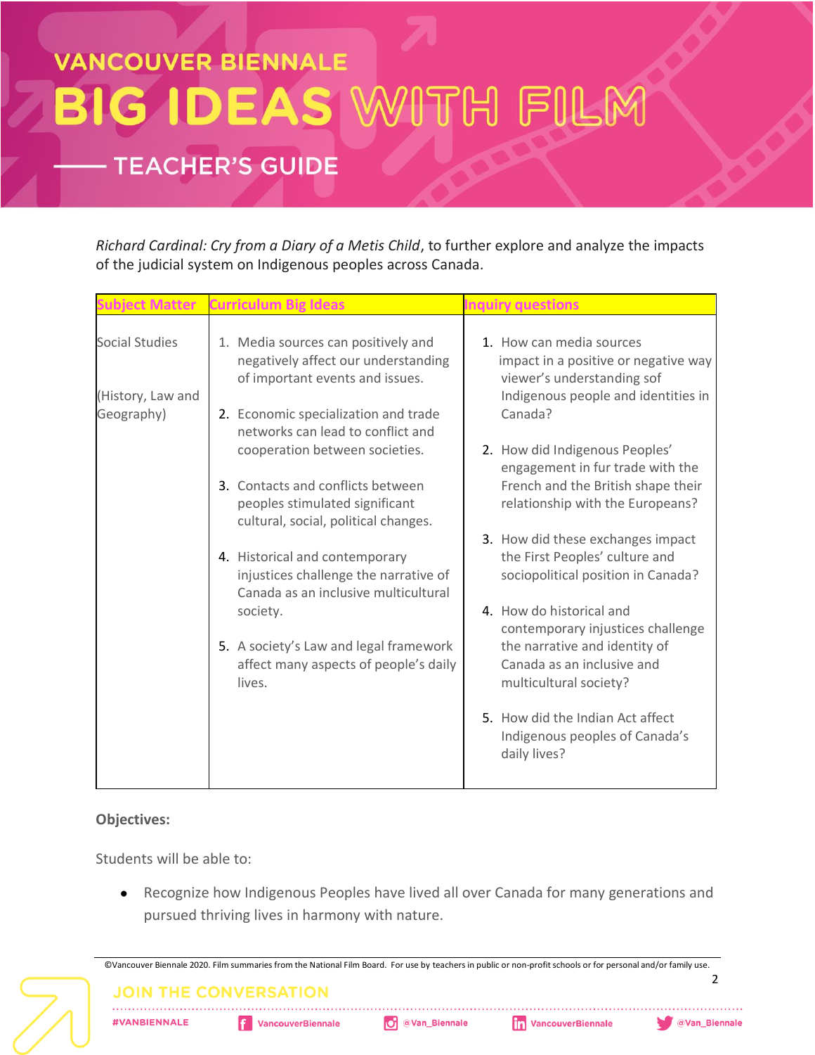*Richard Cardinal: Cry from a Diary of a Metis Child*, to further explore and analyze the impacts of the judicial system on Indigenous peoples across Canada.

| Subject Matter | Curriculum Big Ideas | Inquiry questions |
|---|---|---|
| Social Studies<br><br>(History, Law and Geography) | 1. Media sources can positively and negatively affect our understanding of important events and issues.<br><br>2. Economic specialization and trade networks can lead to conflict and cooperation between societies.<br><br>3. Contacts and conflicts between peoples stimulated significant cultural, social, political changes.<br><br>4. Historical and contemporary injustices challenge the narrative of Canada as an inclusive multicultural society.<br><br>5. A society's Law and legal framework affect many aspects of people's daily lives. | 1. How can media sources impact in a positive or negative way viewer's understanding sof Indigenous people and identities in Canada?<br><br>2. How did Indigenous Peoples' engagement in fur trade with the French and the British shape their relationship with the Europeans?<br><br>3. How did these exchanges impact the First Peoples' culture and sociopolitical position in Canada?<br><br>4. How do historical and contemporary injustices challenge the narrative and identity of Canada as an inclusive and multicultural society?<br><br>5. How did the Indian Act affect Indigenous peoples of Canada's daily lives? |

**Objectives:**

Students will be able to:

- Recognize how Indigenous Peoples have lived all over Canada for many generations and pursued thriving lives in harmony with nature.

©Vancouver Biennale 2020. Film summaries from the National Film Board. For use by teachers in public or non-profit schools or for personal and/or family use.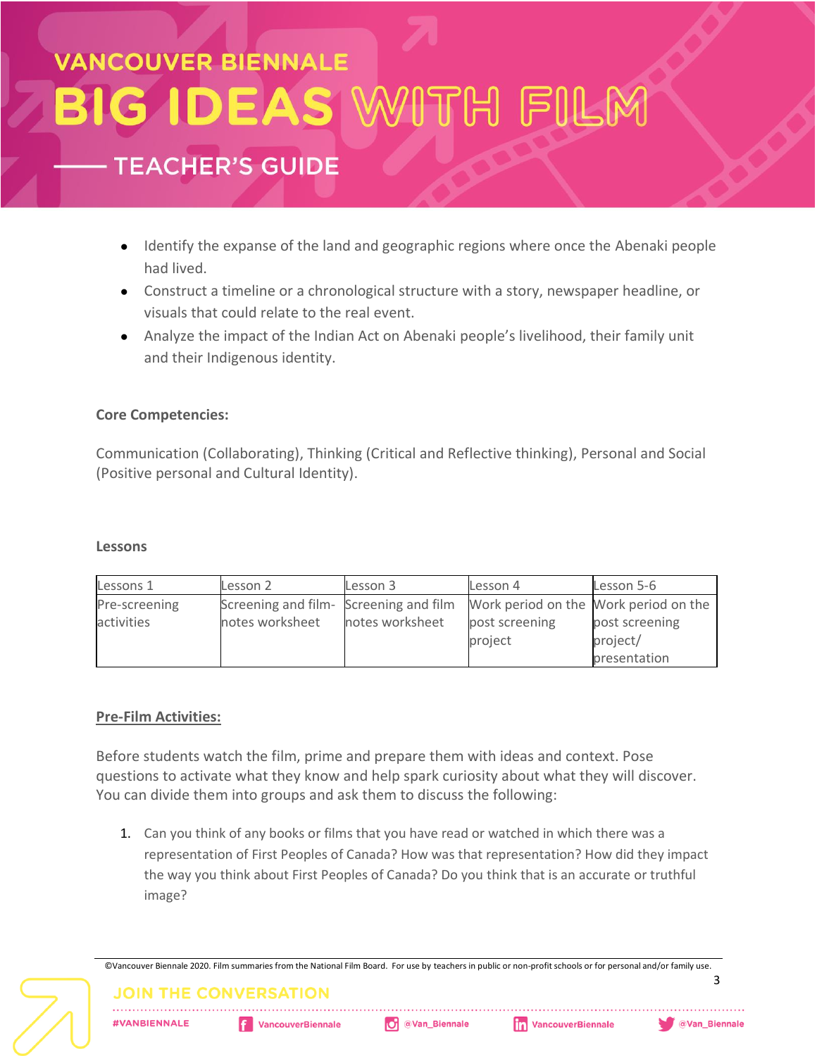- Identify the expanse of the land and geographic regions where once the Abenaki people had lived.
- Construct a timeline or a chronological structure with a story, newspaper headline, or visuals that could relate to the real event.
- Analyze the impact of the Indian Act on Abenaki people's livelihood, their family unit and their Indigenous identity.

**Core Competencies:**

Communication (Collaborating), Thinking (Critical and Reflective thinking), Personal and Social (Positive personal and Cultural Identity).

**Lessons**

| Lessons 1 | Lesson 2 | Lesson 3 | Lesson 4 | Lesson 5-6 |
|---|---|---|---|---|
| Pre-screening activities | Screening and film-notes worksheet | Screening and film notes worksheet | Work period on the post screening project | Work period on the post screening project/ presentation |

**<u>Pre-Film Activities:</u>**

Before students watch the film, prime and prepare them with ideas and context. Pose questions to activate what they know and help spark curiosity about what they will discover. You can divide them into groups and ask them to discuss the following:

1. Can you think of any books or films that you have read or watched in which there was a representation of First Peoples of Canada? How was that representation? How did they impact the way you think about First Peoples of Canada? Do you think that is an accurate or truthful image?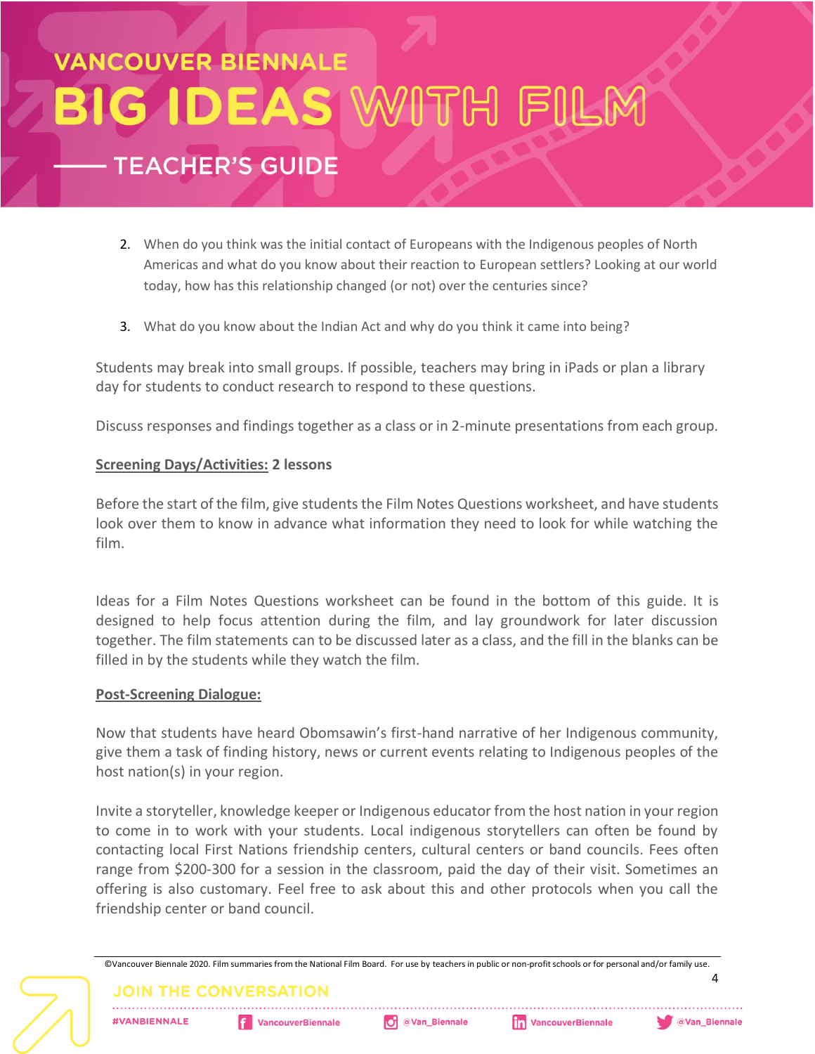2. When do you think was the initial contact of Europeans with the Indigenous peoples of North Americas and what do you know about their reaction to European settlers? Looking at our world today, how has this relationship changed (or not) over the centuries since?

3. What do you know about the Indian Act and why do you think it came into being?

Students may break into small groups. If possible, teachers may bring in iPads or plan a library day for students to conduct research to respond to these questions.

Discuss responses and findings together as a class or in 2-minute presentations from each group.

**Screening Days/Activities: 2 lessons**

Before the start of the film, give students the Film Notes Questions worksheet, and have students look over them to know in advance what information they need to look for while watching the film.

Ideas for a Film Notes Questions worksheet can be found in the bottom of this guide. It is designed to help focus attention during the film, and lay groundwork for later discussion together. The film statements can to be discussed later as a class, and the fill in the blanks can be filled in by the students while they watch the film.

**Post-Screening Dialogue:**

Now that students have heard Obomsawin's first-hand narrative of her Indigenous community, give them a task of finding history, news or current events relating to Indigenous peoples of the host nation(s) in your region.

Invite a storyteller, knowledge keeper or Indigenous educator from the host nation in your region to come in to work with your students. Local indigenous storytellers can often be found by contacting local First Nations friendship centers, cultural centers or band councils. Fees often range from $200-300 for a session in the classroom, paid the day of their visit. Sometimes an offering is also customary. Feel free to ask about this and other protocols when you call the friendship center or band council.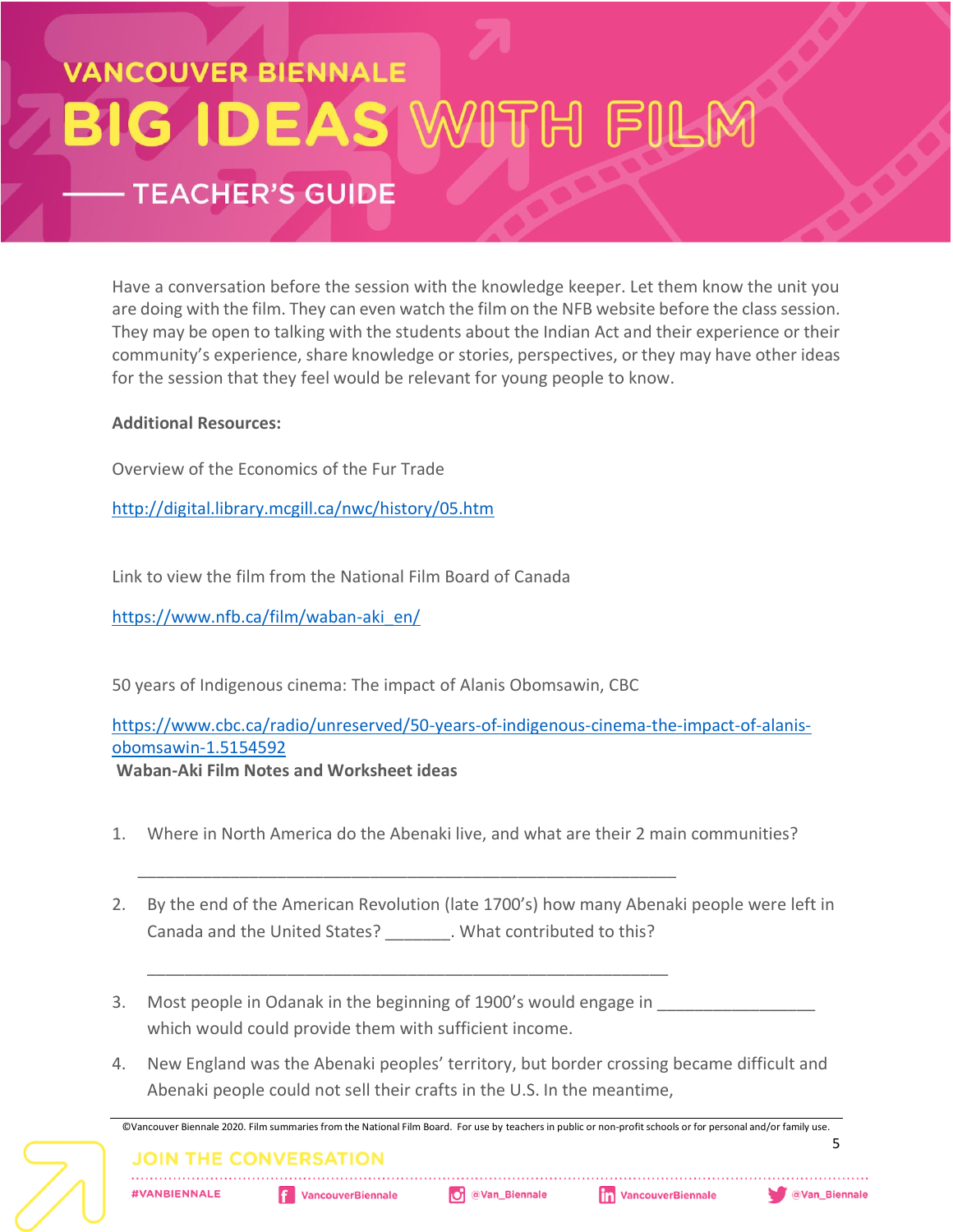Have a conversation before the session with the knowledge keeper. Let them know the unit you are doing with the film. They can even watch the film on the NFB website before the class session. They may be open to talking with the students about the Indian Act and their experience or their community's experience, share knowledge or stories, perspectives, or they may have other ideas for the session that they feel would be relevant for young people to know.

**Additional Resources:**

Overview of the Economics of the Fur Trade

http://digital.library.mcgill.ca/nwc/history/05.htm

Link to view the film from the National Film Board of Canada

https://www.nfb.ca/film/waban-aki_en/

50 years of Indigenous cinema: The impact of Alanis Obomsawin, CBC

https://www.cbc.ca/radio/unreserved/50-years-of-indigenous-cinema-the-impact-of-alanis-obomsawin-1.5154592

**Waban-Aki Film Notes and Worksheet ideas**

1. Where in North America do the Abenaki live, and what are their 2 main communities?

   ____________________________________________________________

2. By the end of the American Revolution (late 1700's) how many Abenaki people were left in Canada and the United States? _______. What contributed to this?

   ____________________________________________________________

3. Most people in Odanak in the beginning of 1900's would engage in _________________ which would could provide them with sufficient income.

4. New England was the Abenaki peoples' territory, but border crossing became difficult and Abenaki people could not sell their crafts in the U.S. In the meantime,

©Vancouver Biennale 2020. Film summaries from the National Film Board. For use by teachers in public or non-profit schools or for personal and/or family use.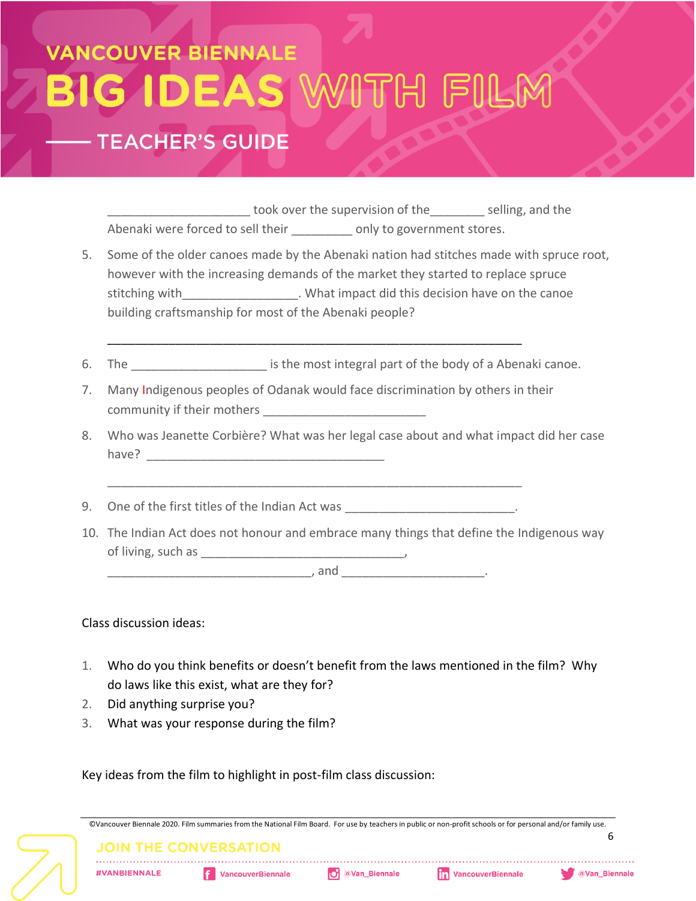____________________ took over the supervision of the________ selling, and the Abenaki were forced to sell their _________ only to government stores.

5. Some of the older canoes made by the Abenaki nation had stitches made with spruce root, however with the increasing demands of the market they started to replace spruce stitching with_________________. What impact did this decision have on the canoe building craftsmanship for most of the Abenaki people?

   ______________________________________________________________

6. The ____________________ is the most integral part of the body of a Abenaki canoe.
7. Many Indigenous peoples of Odanak would face discrimination by others in their community if their mothers ________________________
8. Who was Jeanette Corbière? What was her legal case about and what impact did her case have? ___________________________________

   ______________________________________________________________

9. One of the first titles of the Indian Act was _________________________.
10. The Indian Act does not honour and embrace many things that define the Indigenous way of living, such as ______________________________, ______________________________, and _____________________.

Class discussion ideas:

1. Who do you think benefits or doesn't benefit from the laws mentioned in the film? Why do laws like this exist, what are they for?
2. Did anything surprise you?
3. What was your response during the film?

Key ideas from the film to highlight in post-film class discussion:

©Vancouver Biennale 2020. Film summaries from the National Film Board. For use by teachers in public or non-profit schools or for personal and/or family use.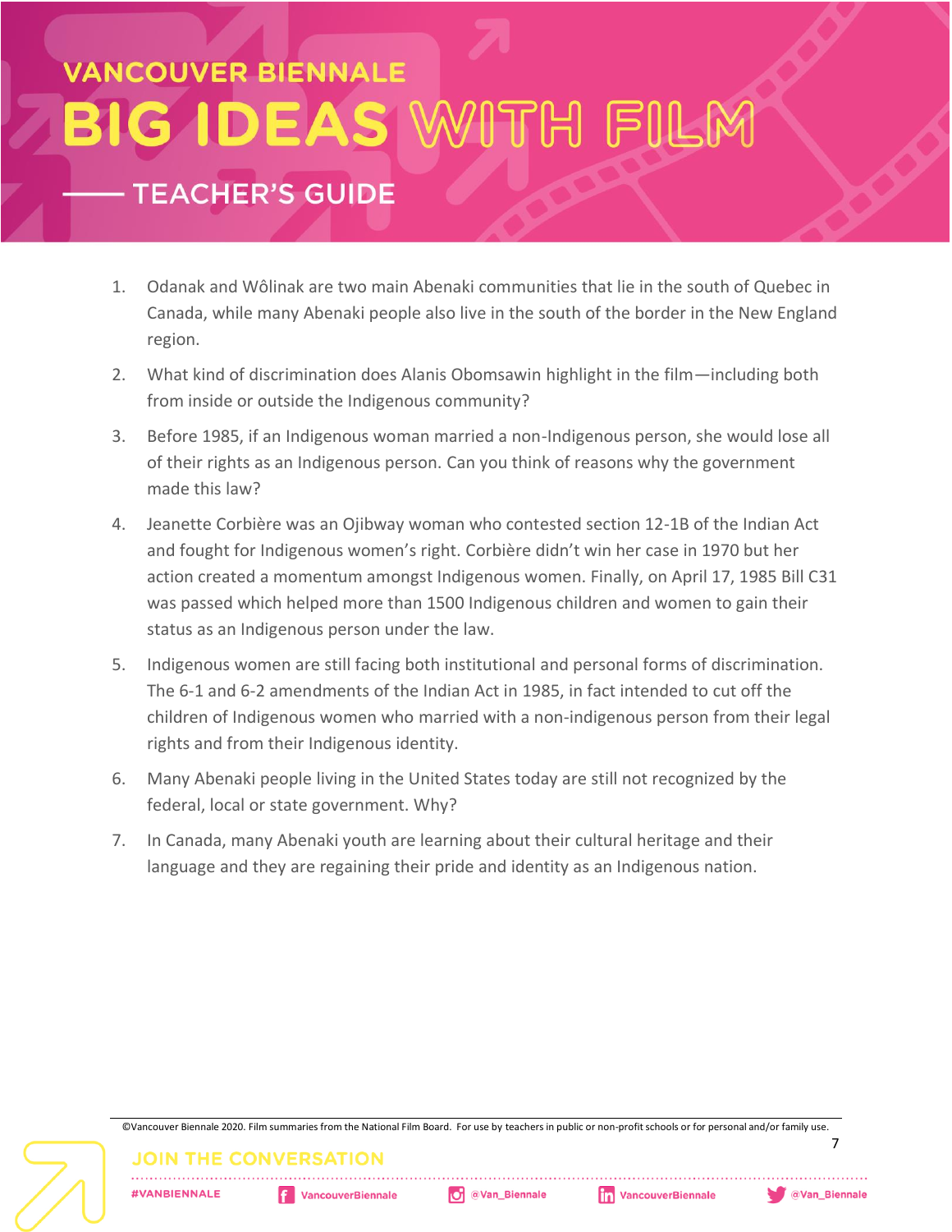1. Odanak and Wôlinak are two main Abenaki communities that lie in the south of Quebec in Canada, while many Abenaki people also live in the south of the border in the New England region.
2. What kind of discrimination does Alanis Obomsawin highlight in the film—including both from inside or outside the Indigenous community?
3. Before 1985, if an Indigenous woman married a non-Indigenous person, she would lose all of their rights as an Indigenous person. Can you think of reasons why the government made this law?
4. Jeanette Corbière was an Ojibway woman who contested section 12-1B of the Indian Act and fought for Indigenous women's right. Corbière didn't win her case in 1970 but her action created a momentum amongst Indigenous women. Finally, on April 17, 1985 Bill C31 was passed which helped more than 1500 Indigenous children and women to gain their status as an Indigenous person under the law.
5. Indigenous women are still facing both institutional and personal forms of discrimination. The 6-1 and 6-2 amendments of the Indian Act in 1985, in fact intended to cut off the children of Indigenous women who married with a non-indigenous person from their legal rights and from their Indigenous identity.
6. Many Abenaki people living in the United States today are still not recognized by the federal, local or state government. Why?
7. In Canada, many Abenaki youth are learning about their cultural heritage and their language and they are regaining their pride and identity as an Indigenous nation.

©Vancouver Biennale 2020. Film summaries from the National Film Board. For use by teachers in public or non-profit schools or for personal and/or family use.